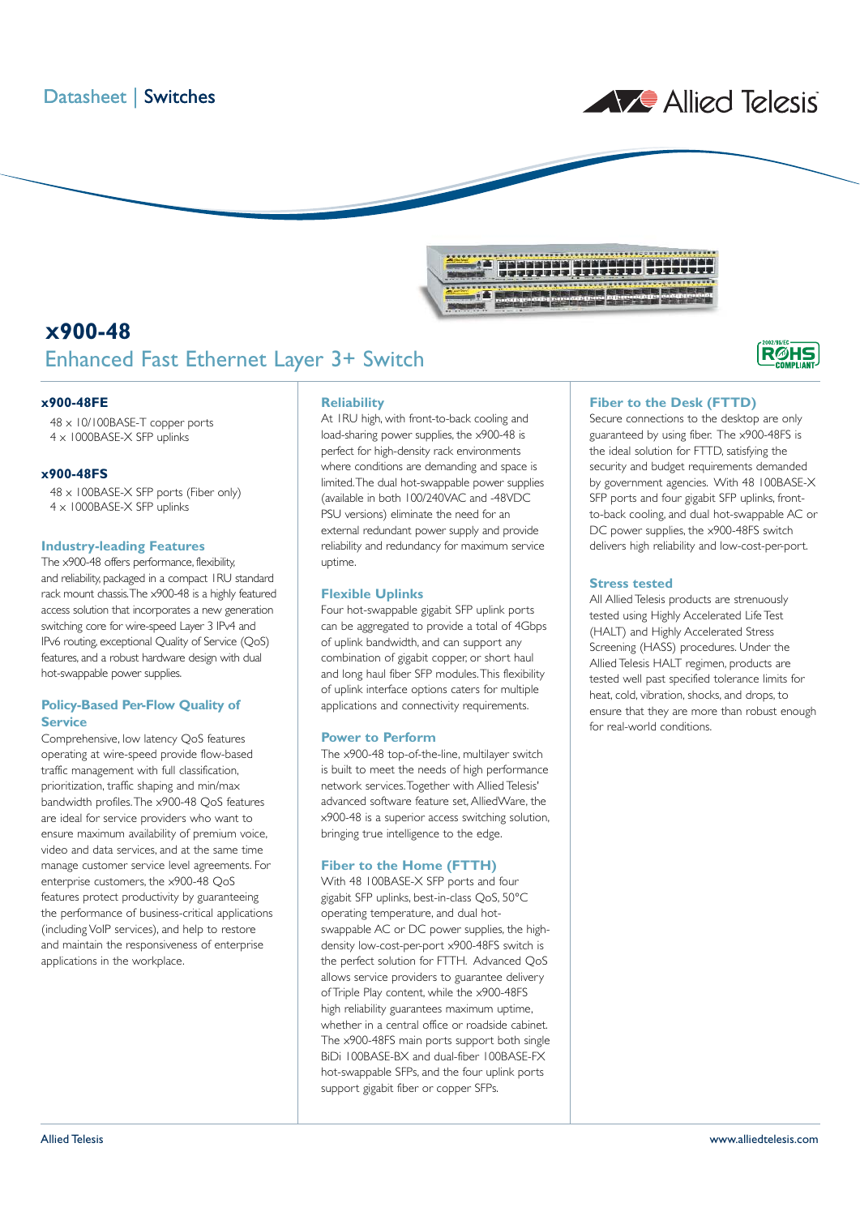Datasheet | Switches

# x900-48

## Enhanced Fast Ethernet Layer 3+ Switch

### x900-48FE

48 x 10/100BASE-T copper ports
4 x 1000BASE-X SFP uplinks

### x900-48FS

48 x 100BASE-X SFP ports (Fiber only)
4 x 1000BASE-X SFP uplinks

### Industry-leading Features

The x900-48 offers performance, flexibility, and reliability, packaged in a compact 1RU standard rack mount chassis. The x900-48 is a highly featured access solution that incorporates a new generation switching core for wire-speed Layer 3 IPv4 and IPv6 routing, exceptional Quality of Service (QoS) features, and a robust hardware design with dual hot-swappable power supplies.

### Policy-Based Per-Flow Quality of Service

Comprehensive, low latency QoS features operating at wire-speed provide flow-based traffic management with full classification, prioritization, traffic shaping and min/max bandwidth profiles. The x900-48 QoS features are ideal for service providers who want to ensure maximum availability of premium voice, video and data services, and at the same time manage customer service level agreements. For enterprise customers, the x900-48 QoS features protect productivity by guaranteeing the performance of business-critical applications (including VoIP services), and help to restore and maintain the responsiveness of enterprise applications in the workplace.

### Reliability

At 1RU high, with front-to-back cooling and load-sharing power supplies, the x900-48 is perfect for high-density rack environments where conditions are demanding and space is limited. The dual hot-swappable power supplies (available in both 100/240VAC and -48VDC PSU versions) eliminate the need for an external redundant power supply and provide reliability and redundancy for maximum service uptime.

### Flexible Uplinks

Four hot-swappable gigabit SFP uplink ports can be aggregated to provide a total of 4Gbps of uplink bandwidth, and can support any combination of gigabit copper, or short haul and long haul fiber SFP modules. This flexibility of uplink interface options caters for multiple applications and connectivity requirements.

### Power to Perform

The x900-48 top-of-the-line, multilayer switch is built to meet the needs of high performance network services. Together with Allied Telesis' advanced software feature set, AlliedWare, the x900-48 is a superior access switching solution, bringing true intelligence to the edge.

### Fiber to the Home (FTTH)

With 48 100BASE-X SFP ports and four gigabit SFP uplinks, best-in-class QoS, 50°C operating temperature, and dual hot-swappable AC or DC power supplies, the high-density low-cost-per-port x900-48FS switch is the perfect solution for FTTH. Advanced QoS allows service providers to guarantee delivery of Triple Play content, while the x900-48FS high reliability guarantees maximum uptime, whether in a central office or roadside cabinet. The x900-48FS main ports support both single BiDi 100BASE-BX and dual-fiber 100BASE-FX hot-swappable SFPs, and the four uplink ports support gigabit fiber or copper SFPs.

### Fiber to the Desk (FTTD)

Secure connections to the desktop are only guaranteed by using fiber. The x900-48FS is the ideal solution for FTTD, satisfying the security and budget requirements demanded by government agencies. With 48 100BASE-X SFP ports and four gigabit SFP uplinks, front-to-back cooling, and dual hot-swappable AC or DC power supplies, the x900-48FS switch delivers high reliability and low-cost-per-port.

### Stress tested

All Allied Telesis products are strenuously tested using Highly Accelerated Life Test (HALT) and Highly Accelerated Stress Screening (HASS) procedures. Under the Allied Telesis HALT regimen, products are tested well past specified tolerance limits for heat, cold, vibration, shocks, and drops, to ensure that they are more than robust enough for real-world conditions.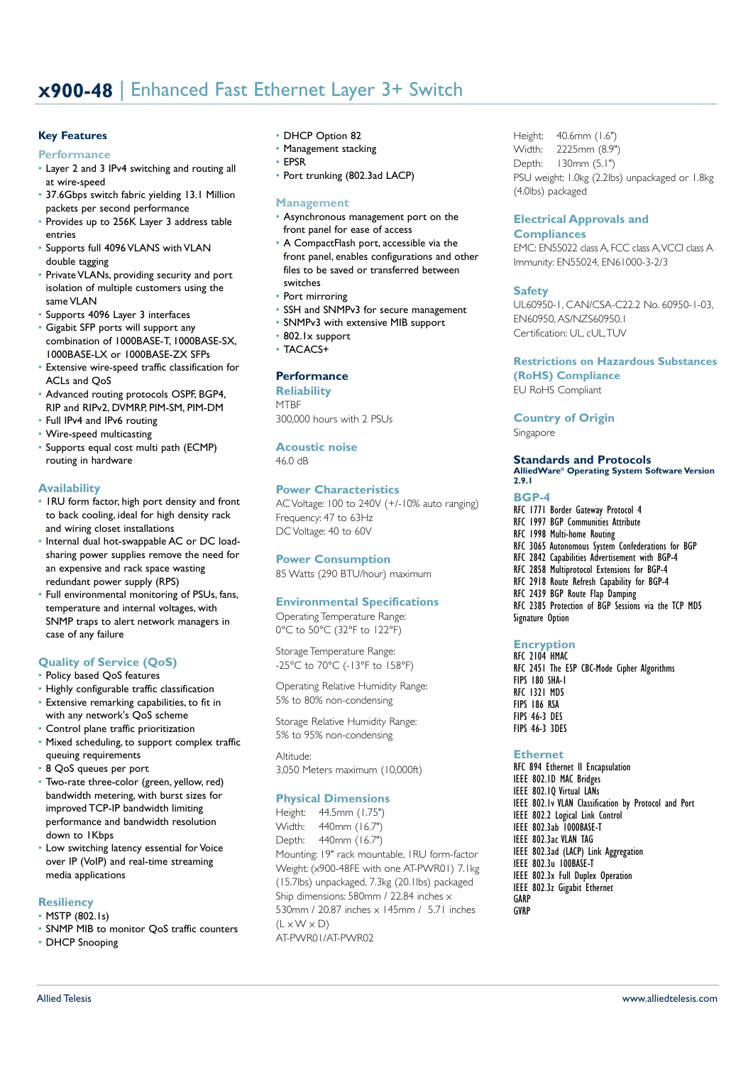# x900-48 | Enhanced Fast Ethernet Layer 3+ Switch

## Key Features

### Performance

- Layer 2 and 3 IPv4 switching and routing all at wire-speed
- 37.6Gbps switch fabric yielding 13.1 Million packets per second performance
- Provides up to 256K Layer 3 address table entries
- Supports full 4096 VLANS with VLAN double tagging
- Private VLANs, providing security and port isolation of multiple customers using the same VLAN
- Supports 4096 Layer 3 interfaces
- Gigabit SFP ports will support any combination of 1000BASE-T, 1000BASE-SX, 1000BASE-LX or 1000BASE-ZX SFPs
- Extensive wire-speed traffic classification for ACLs and QoS
- Advanced routing protocols OSPF, BGP4, RIP and RIPv2, DVMRP, PIM-SM, PIM-DM
- Full IPv4 and IPv6 routing
- Wire-speed multicasting
- Supports equal cost multi path (ECMP) routing in hardware

### Availability

- 1RU form factor, high port density and front to back cooling, ideal for high density rack and wiring closet installations
- Internal dual hot-swappable AC or DC load-sharing power supplies remove the need for an expensive and rack space wasting redundant power supply (RPS)
- Full environmental monitoring of PSUs, fans, temperature and internal voltages, with SNMP traps to alert network managers in case of any failure

### Quality of Service (QoS)

- Policy based QoS features
- Highly configurable traffic classification
- Extensive remarking capabilities, to fit in with any network's QoS scheme
- Control plane traffic prioritization
- Mixed scheduling, to support complex traffic queuing requirements
- 8 QoS queues per port
- Two-rate three-color (green, yellow, red) bandwidth metering, with burst sizes for improved TCP-IP bandwidth limiting performance and bandwidth resolution down to 1Kbps
- Low switching latency essential for Voice over IP (VoIP) and real-time streaming media applications

### Resiliency

- MSTP (802.1s)
- SNMP MIB to monitor QoS traffic counters
- DHCP Snooping
- DHCP Option 82
- Management stacking
- EPSR
- Port trunking (802.3ad LACP)

### Management

- Asynchronous management port on the front panel for ease of access
- A CompactFlash port, accessible via the front panel, enables configurations and other files to be saved or transferred between switches
- Port mirroring
- SSH and SNMPv3 for secure management
- SNMPv3 with extensive MIB support
- 802.1x support
- TACACS+

## Performance

### Reliability

MTBF
300,000 hours with 2 PSUs

### Acoustic noise

46.0 dB

### Power Characteristics

AC Voltage: 100 to 240V (+/-10% auto ranging)
Frequency: 47 to 63Hz
DC Voltage: 40 to 60V

### Power Consumption

85 Watts (290 BTU/hour) maximum

### Environmental Specifications

Operating Temperature Range:
0°C to 50°C (32°F to 122°F)

Storage Temperature Range:
-25°C to 70°C (-13°F to 158°F)

Operating Relative Humidity Range:
5% to 80% non-condensing

Storage Relative Humidity Range:
5% to 95% non-condensing

Altitude:
3,050 Meters maximum (10,000ft)

### Physical Dimensions

Height: 44.5mm (1.75")
Width: 440mm (16.7")
Depth: 440mm (16.7")
Mounting: 19" rack mountable, 1RU form-factor
Weight: (x900-48FE with one AT-PWR01) 7.1kg (15.7lbs) unpackaged, 7.3kg (20.1lbs) packaged
Ship dimensions: 580mm / 22.84 inches x 530mm / 20.87 inches x 145mm / 5.71 inches (L x W x D)
AT-PWR01/AT-PWR02

Height: 40.6mm (1.6")
Width: 2225mm (8.9")
Depth: 130mm (5.1")
PSU weight: 1.0kg (2.2lbs) unpackaged or 1.8kg (4.0lbs) packaged

### Electrical Approvals and Compliances

EMC: EN55022 class A, FCC class A, VCCI class A
Immunity: EN55024, EN61000-3-2/3

### Safety

UL60950-1, CAN/CSA-C22.2 No. 60950-1-03, EN60950, AS/NZS60950.1
Certification: UL, cUL, TUV

### Restrictions on Hazardous Substances (RoHS) Compliance

EU RoHS Compliant

### Country of Origin

Singapore

## Standards and Protocols

**AlliedWare® Operating System Software Version 2.9.1**

### BGP-4

RFC 1771 Border Gateway Protocol 4
RFC 1997 BGP Communities Attribute
RFC 1998 Multi-home Routing
RFC 3065 Autonomous System Confederations for BGP
RFC 2842 Capabilities Advertisement with BGP-4
RFC 2858 Multiprotocol Extensions for BGP-4
RFC 2918 Route Refresh Capability for BGP-4
RFC 2439 BGP Route Flap Damping
RFC 2385 Protection of BGP Sessions via the TCP MD5 Signature Option

### Encryption

RFC 2104 HMAC
RFC 2451 The ESP CBC-Mode Cipher Algorithms
FIPS 180 SHA-1
RFC 1321 MD5
FIPS 186 RSA
FIPS 46-3 DES
FIPS 46-3 3DES

### Ethernet

RFC 894 Ethernet II Encapsulation
IEEE 802.1D MAC Bridges
IEEE 802.1Q Virtual LANs
IEEE 802.1v VLAN Classification by Protocol and Port
IEEE 802.2 Logical Link Control
IEEE 802.3ab 1000BASE-T
IEEE 802.3ac VLAN TAG
IEEE 802.3ad (LACP) Link Aggregation
IEEE 802.3u 100BASE-T
IEEE 802.3x Full Duplex Operation
IEEE 802.3z Gigabit Ethernet
GARP
GVRP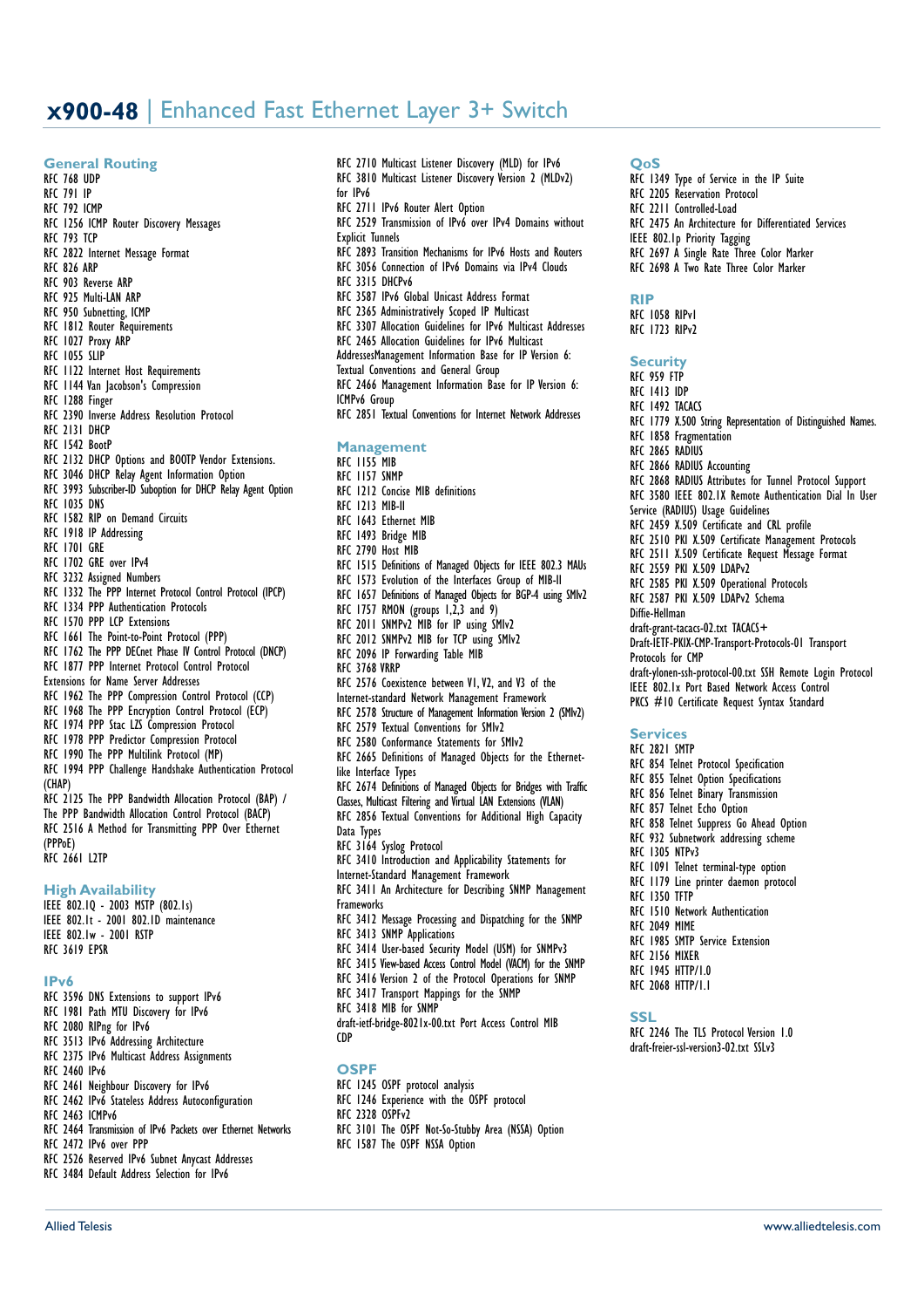# x900-48 | Enhanced Fast Ethernet Layer 3+ Switch

## General Routing

RFC 768 UDP
RFC 791 IP
RFC 792 ICMP
RFC 1256 ICMP Router Discovery Messages
RFC 793 TCP
RFC 2822 Internet Message Format
RFC 826 ARP
RFC 903 Reverse ARP
RFC 925 Multi-LAN ARP
RFC 950 Subnetting, ICMP
RFC 1812 Router Requirements
RFC 1027 Proxy ARP
RFC 1055 SLIP
RFC 1122 Internet Host Requirements
RFC 1144 Van Jacobson's Compression
RFC 1288 Finger
RFC 2390 Inverse Address Resolution Protocol
RFC 2131 DHCP
RFC 1542 BootP
RFC 2132 DHCP Options and BOOTP Vendor Extensions.
RFC 3046 DHCP Relay Agent Information Option
RFC 3993 Subscriber-ID Suboption for DHCP Relay Agent Option
RFC 1035 DNS
RFC 1582 RIP on Demand Circuits
RFC 1918 IP Addressing
RFC 1701 GRE
RFC 1702 GRE over IPv4
RFC 3232 Assigned Numbers
RFC 1332 The PPP Internet Protocol Control Protocol (IPCP)
RFC 1334 PPP Authentication Protocols
RFC 1570 PPP LCP Extensions
RFC 1661 The Point-to-Point Protocol (PPP)
RFC 1762 The PPP DECnet Phase IV Control Protocol (DNCP)
RFC 1877 PPP Internet Protocol Control Protocol Extensions for Name Server Addresses
RFC 1962 The PPP Compression Control Protocol (CCP)
RFC 1968 The PPP Encryption Control Protocol (ECP)
RFC 1974 PPP Stac LZS Compression Protocol
RFC 1978 PPP Predictor Compression Protocol
RFC 1990 The PPP Multilink Protocol (MP)
RFC 1994 PPP Challenge Handshake Authentication Protocol (CHAP)
RFC 2125 The PPP Bandwidth Allocation Protocol (BAP) / The PPP Bandwidth Allocation Control Protocol (BACP)
RFC 2516 A Method for Transmitting PPP Over Ethernet (PPPoE)
RFC 2661 L2TP

## High Availability

IEEE 802.1Q - 2003 MSTP (802.1s)
IEEE 802.1t - 2001 802.1D maintenance
IEEE 802.1w - 2001 RSTP
RFC 3619 EPSR

## IPv6

RFC 3596 DNS Extensions to support IPv6
RFC 1981 Path MTU Discovery for IPv6
RFC 2080 RIPng for IPv6
RFC 3513 IPv6 Addressing Architecture
RFC 2375 IPv6 Multicast Address Assignments
RFC 2460 IPv6
RFC 2461 Neighbour Discovery for IPv6
RFC 2462 IPv6 Stateless Address Autoconfiguration
RFC 2463 ICMPv6
RFC 2464 Transmission of IPv6 Packets over Ethernet Networks
RFC 2472 IPv6 over PPP
RFC 2526 Reserved IPv6 Subnet Anycast Addresses
RFC 3484 Default Address Selection for IPv6
RFC 2710 Multicast Listener Discovery (MLD) for IPv6
RFC 3810 Multicast Listener Discovery Version 2 (MLDv2) for IPv6
RFC 2711 IPv6 Router Alert Option
RFC 2529 Transmission of IPv6 over IPv4 Domains without Explicit Tunnels
RFC 2893 Transition Mechanisms for IPv6 Hosts and Routers
RFC 3056 Connection of IPv6 Domains via IPv4 Clouds
RFC 3315 DHCPv6
RFC 3587 IPv6 Global Unicast Address Format
RFC 2365 Administratively Scoped IP Multicast
RFC 3307 Allocation Guidelines for IPv6 Multicast Addresses
RFC 2465 Allocation Guidelines for IPv6 Multicast AddressesManagement Information Base for IP Version 6: Textual Conventions and General Group
RFC 2466 Management Information Base for IP Version 6: ICMPv6 Group
RFC 2851 Textual Conventions for Internet Network Addresses

## Management

RFC 1155 MIB
RFC 1157 SNMP
RFC 1212 Concise MIB definitions
RFC 1213 MIB-II
RFC 1643 Ethernet MIB
RFC 1493 Bridge MIB
RFC 2790 Host MIB
RFC 1515 Definitions of Managed Objects for IEEE 802.3 MAUs
RFC 1573 Evolution of the Interfaces Group of MIB-II
RFC 1657 Definitions of Managed Objects for BGP-4 using SMIv2
RFC 1757 RMON (groups 1,2,3 and 9)
RFC 2011 SNMPv2 MIB for IP using SMIv2
RFC 2012 SNMPv2 MIB for TCP using SMIv2
RFC 2096 IP Forwarding Table MIB
RFC 3768 VRRP
RFC 2576 Coexistence between V1, V2, and V3 of the Internet-standard Network Management Framework
RFC 2578 Structure of Management Information Version 2 (SMIv2)
RFC 2579 Textual Conventions for SMIv2
RFC 2580 Conformance Statements for SMIv2
RFC 2665 Definitions of Managed Objects for the Ethernet-like Interface Types
RFC 2674 Definitions of Managed Objects for Bridges with Traffic Classes, Multicast Filtering and Virtual LAN Extensions (VLAN)
RFC 2856 Textual Conventions for Additional High Capacity Data Types
RFC 3164 Syslog Protocol
RFC 3410 Introduction and Applicability Statements for Internet-Standard Management Framework
RFC 3411 An Architecture for Describing SNMP Management Frameworks
RFC 3412 Message Processing and Dispatching for the SNMP
RFC 3413 SNMP Applications
RFC 3414 User-based Security Model (USM) for SNMPv3
RFC 3415 View-based Access Control Model (VACM) for the SNMP
RFC 3416 Version 2 of the Protocol Operations for SNMP
RFC 3417 Transport Mappings for the SNMP
RFC 3418 MIB for SNMP
draft-ietf-bridge-8021x-00.txt Port Access Control MIB
CDP

## OSPF

RFC 1245 OSPF protocol analysis
RFC 1246 Experience with the OSPF protocol
RFC 2328 OSPFv2
RFC 3101 The OSPF Not-So-Stubby Area (NSSA) Option
RFC 1587 The OSPF NSSA Option

## QoS

RFC 1349 Type of Service in the IP Suite
RFC 2205 Reservation Protocol
RFC 2211 Controlled-Load
RFC 2475 An Architecture for Differentiated Services
IEEE 802.1p Priority Tagging
RFC 2697 A Single Rate Three Color Marker
RFC 2698 A Two Rate Three Color Marker

## RIP

RFC 1058 RIPv1
RFC 1723 RIPv2

## Security

RFC 959 FTP
RFC 1413 IDP
RFC 1492 TACACS
RFC 1779 X.500 String Representation of Distinguished Names.
RFC 1858 Fragmentation
RFC 2865 RADIUS
RFC 2866 RADIUS Accounting
RFC 2868 RADIUS Attributes for Tunnel Protocol Support
RFC 3580 IEEE 802.1X Remote Authentication Dial In User Service (RADIUS) Usage Guidelines
RFC 2459 X.509 Certificate and CRL profile
RFC 2510 PKI X.509 Certificate Management Protocols
RFC 2511 X.509 Certificate Request Message Format
RFC 2559 PKI X.509 LDAPv2
RFC 2585 PKI X.509 Operational Protocols
RFC 2587 PKI X.509 LDAPv2 Schema
Diffie-Hellman
draft-grant-tacacs-02.txt TACACS+
Draft-IETF-PKIX-CMP-Transport-Protocols-01 Transport Protocols for CMP
draft-ylonen-ssh-protocol-00.txt SSH Remote Login Protocol
IEEE 802.1x Port Based Network Access Control
PKCS #10 Certificate Request Syntax Standard

## Services

RFC 2821 SMTP
RFC 854 Telnet Protocol Specification
RFC 855 Telnet Option Specifications
RFC 856 Telnet Binary Transmission
RFC 857 Telnet Echo Option
RFC 858 Telnet Suppress Go Ahead Option
RFC 932 Subnetwork addressing scheme
RFC 1305 NTPv3
RFC 1091 Telnet terminal-type option
RFC 1179 Line printer daemon protocol
RFC 1350 TFTP
RFC 1510 Network Authentication
RFC 2049 MIME
RFC 1985 SMTP Service Extension
RFC 2156 MIXER
RFC 1945 HTTP/1.0
RFC 2068 HTTP/1.1

## SSL

RFC 2246 The TLS Protocol Version 1.0
draft-freier-ssl-version3-02.txt SSLv3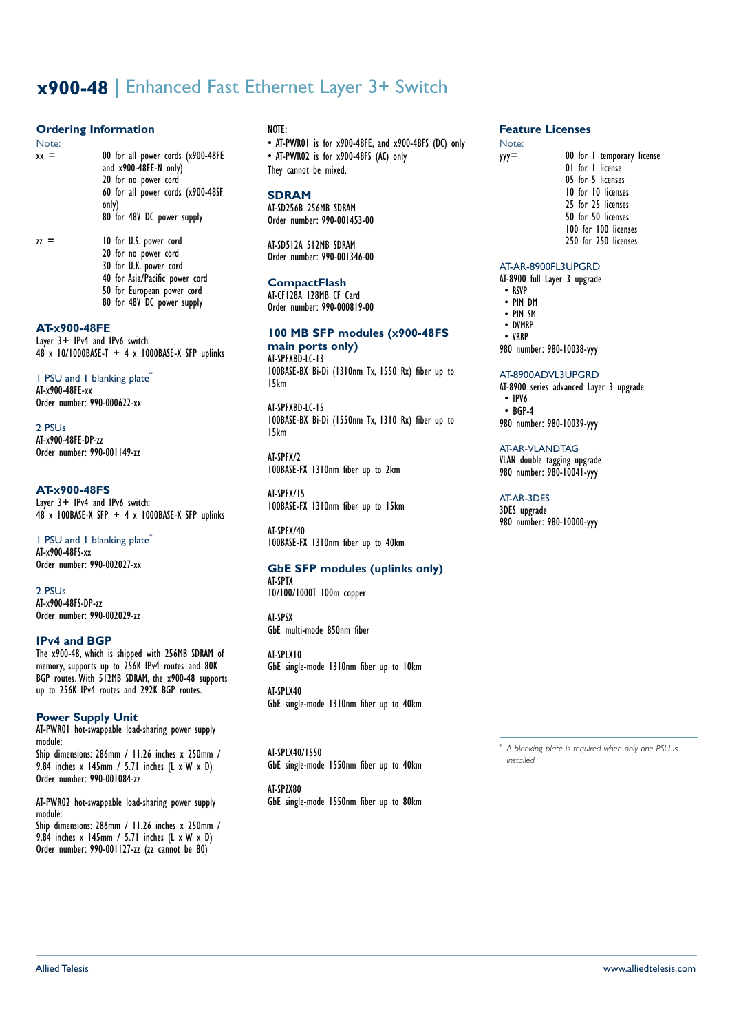# x900-48 | Enhanced Fast Ethernet Layer 3+ Switch

## Ordering Information

Note:

xx = 00 for all power cords (x900-48FE and x900-48FE-N only)
20 for no power cord
60 for all power cords (x900-48SF only)
80 for 48V DC power supply

zz = 10 for U.S. power cord
20 for no power cord
30 for U.K. power cord
40 for Asia/Pacific power cord
50 for European power cord
80 for 48V DC power supply

### AT-x900-48FE

Layer 3+ IPv4 and IPv6 switch:
48 x 10/1000BASE-T + 4 x 1000BASE-X SFP uplinks

1 PSU and 1 blanking plate*
AT-x900-48FE-xx
Order number: 990-000622-xx

2 PSUs
AT-x900-48FE-DP-zz
Order number: 990-001149-zz

### AT-x900-48FS

Layer 3+ IPv4 and IPv6 switch:
48 x 100BASE-X SFP + 4 x 1000BASE-X SFP uplinks

1 PSU and 1 blanking plate*
AT-x900-48FS-xx
Order number: 990-002027-xx

2 PSUs
AT-x900-48FS-DP-zz
Order number: 990-002029-zz

### IPv4 and BGP

The x900-48, which is shipped with 256MB SDRAM of memory, supports up to 256K IPv4 routes and 80K BGP routes. With 512MB SDRAM, the x900-48 supports up to 256K IPv4 routes and 292K BGP routes.

### Power Supply Unit

AT-PWR01 hot-swappable load-sharing power supply module:
Ship dimensions: 286mm / 11.26 inches x 250mm / 9.84 inches x 145mm / 5.71 inches (L x W x D)
Order number: 990-001084-zz

AT-PWR02 hot-swappable load-sharing power supply module:
Ship dimensions: 286mm / 11.26 inches x 250mm / 9.84 inches x 145mm / 5.71 inches (L x W x D)
Order number: 990-001127-zz (zz cannot be 80)

NOTE:
- AT-PWR01 is for x900-48FE, and x900-48FS (DC) only
- AT-PWR02 is for x900-48FS (AC) only

They cannot be mixed.

### SDRAM

AT-SD256B 256MB SDRAM
Order number: 990-001453-00

AT-SD512A 512MB SDRAM
Order number: 990-001346-00

### CompactFlash

AT-CF128A 128MB CF Card
Order number: 990-000819-00

### 100 MB SFP modules (x900-48FS main ports only)

AT-SPFXBD-LC-13
100BASE-BX Bi-Di (1310nm Tx, 1550 Rx) fiber up to 15km

AT-SPFXBD-LC-15
100BASE-BX Bi-Di (1550nm Tx, 1310 Rx) fiber up to 15km

AT-SPFX/2
100BASE-FX 1310nm fiber up to 2km

AT-SPFX/15
100BASE-FX 1310nm fiber up to 15km

AT-SPFX/40
100BASE-FX 1310nm fiber up to 40km

### GbE SFP modules (uplinks only)

AT-SPTX
10/100/1000T 100m copper

AT-SPSX
GbE multi-mode 850nm fiber

AT-SPLX10
GbE single-mode 1310nm fiber up to 10km

AT-SPLX40
GbE single-mode 1310nm fiber up to 40km

AT-SPLX40/1550
GbE single-mode 1550nm fiber up to 40km

AT-SPZX80
GbE single-mode 1550nm fiber up to 80km

## Feature Licenses

Note:

yyy= 00 for 1 temporary license
01 for 1 license
05 for 5 licenses
10 for 10 licenses
25 for 25 licenses
50 for 50 licenses
100 for 100 licenses
250 for 250 licenses

AT-AR-8900FL3UPGRD
AT-8900 full Layer 3 upgrade
- RSVP
- PIM DM
- PIM SM
- DVMRP
- VRRP

980 number: 980-10038-yyy

AT-8900ADVL3UPGRD
AT-8900 series advanced Layer 3 upgrade
- IPV6
- BGP-4

980 number: 980-10039-yyy

AT-AR-VLANDTAG
VLAN double tagging upgrade
980 number: 980-10041-yyy

AT-AR-3DES
3DES upgrade
980 number: 980-10000-yyy

\* *A blanking plate is required when only one PSU is installed.*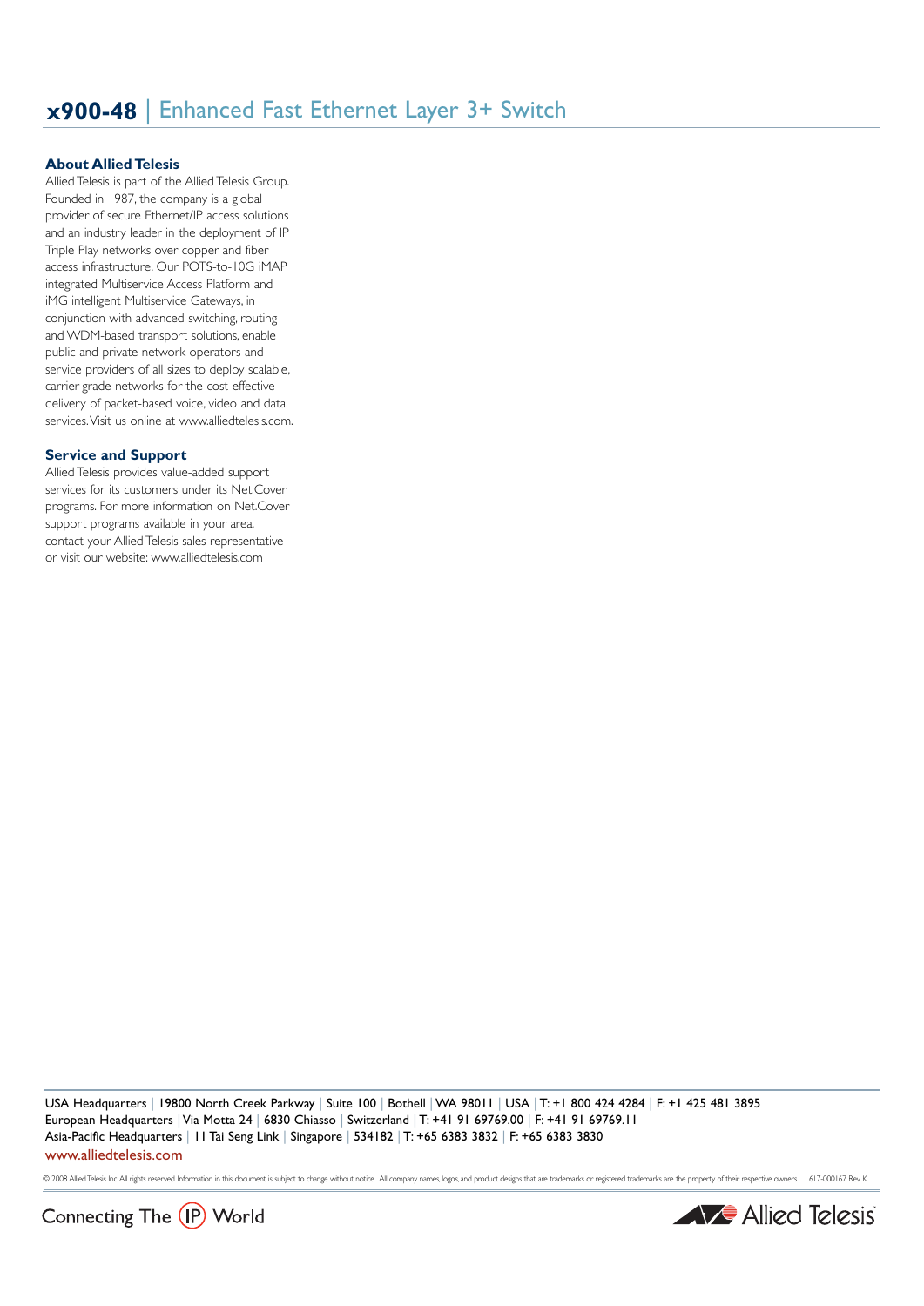## About Allied Telesis

Allied Telesis is part of the Allied Telesis Group. Founded in 1987, the company is a global provider of secure Ethernet/IP access solutions and an industry leader in the deployment of IP Triple Play networks over copper and fiber access infrastructure. Our POTS-to-10G iMAP integrated Multiservice Access Platform and iMG intelligent Multiservice Gateways, in conjunction with advanced switching, routing and WDM-based transport solutions, enable public and private network operators and service providers of all sizes to deploy scalable, carrier-grade networks for the cost-effective delivery of packet-based voice, video and data services. Visit us online at www.alliedtelesis.com.

## Service and Support

Allied Telesis provides value-added support services for its customers under its Net.Cover programs. For more information on Net.Cover support programs available in your area, contact your Allied Telesis sales representative or visit our website: www.alliedtelesis.com

USA Headquarters | 19800 North Creek Parkway | Suite 100 | Bothell | WA 98011 | USA | T: +1 800 424 4284 | F: +1 425 481 3895
European Headquarters | Via Motta 24 | 6830 Chiasso | Switzerland | T: +41 91 69769.00 | F: +41 91 69769.11
Asia-Pacific Headquarters | 11 Tai Seng Link | Singapore | 534182 | T: +65 6383 3832 | F: +65 6383 3830
www.alliedtelesis.com

© 2008 Allied Telesis Inc. All rights reserved. Information in this document is subject to change without notice. All company names, logos, and product designs that are trademarks or registered trademarks are the property of their respective owners. 617-000167 Rev. K

Connecting The IP World

Allied Telesis